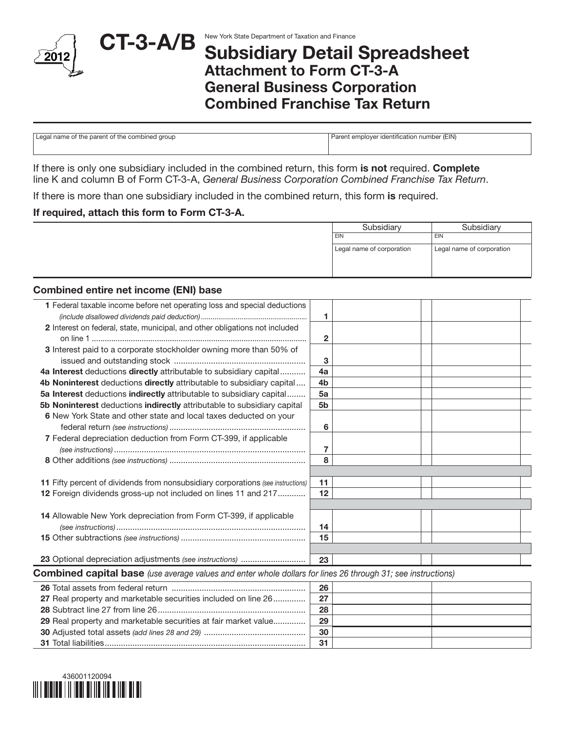# CT-3-A/B

2012

New York State Department of Taxation and Finance

## Subsidiary Detail Spreadsheet
### Attachment to Form CT-3-A
### General Business Corporation Combined Franchise Tax Return

| Legal name of the parent of the combined group | Parent employer identification number (EIN) |
|---|---|
| | |

If there is only one subsidiary included in the combined return, this form **is not** required. **Complete** line K and column B of Form CT-3-A, *General Business Corporation Combined Franchise Tax Return*.

If there is more than one subsidiary included in the combined return, this form **is** required.

**If required, attach this form to Form CT-3-A.**

| | | Subsidiary | Subsidiary |
|---|---|---|---|
| | | EIN | EIN |
| | | Legal name of corporation | Legal name of corporation |

### Combined entire net income (ENI) base

| | | | |
|---|---|---|---|
| **1** Federal taxable income before net operating loss and special deductions *(include disallowed dividends paid deduction)* | 1 | | |
| **2** Interest on federal, state, municipal, and other obligations not included on line 1 | 2 | | |
| **3** Interest paid to a corporate stockholder owning more than 50% of issued and outstanding stock | 3 | | |
| **4a Interest** deductions **directly** attributable to subsidiary capital | 4a | | |
| **4b Noninterest** deductions **directly** attributable to subsidiary capital | 4b | | |
| **5a Interest** deductions **indirectly** attributable to subsidiary capital | 5a | | |
| **5b Noninterest** deductions **indirectly** attributable to subsidiary capital | 5b | | |
| **6** New York State and other state and local taxes deducted on your federal return *(see instructions)* | 6 | | |
| **7** Federal depreciation deduction from Form CT-399, if applicable *(see instructions)* | 7 | | |
| **8** Other additions *(see instructions)* | 8 | | |
| **11** Fifty percent of dividends from nonsubsidiary corporations *(see instructions)* | 11 | | |
| **12** Foreign dividends gross-up not included on lines 11 and 217 | 12 | | |
| **14** Allowable New York depreciation from Form CT-399, if applicable *(see instructions)* | 14 | | |
| **15** Other subtractions *(see instructions)* | 15 | | |
| **23** Optional depreciation adjustments *(see instructions)* | 23 | | |

### Combined capital base *(use average values and enter whole dollars for lines 26 through 31; see instructions)*

| | | | |
|---|---|---|---|
| **26** Total assets from federal return | 26 | | |
| **27** Real property and marketable securities included on line 26 | 27 | | |
| **28** Subtract line 27 from line 26 | 28 | | |
| **29** Real property and marketable securities at fair market value | 29 | | |
| **30** Adjusted total assets *(add lines 28 and 29)* | 30 | | |
| **31** Total liabilities | 31 | | |

436001120094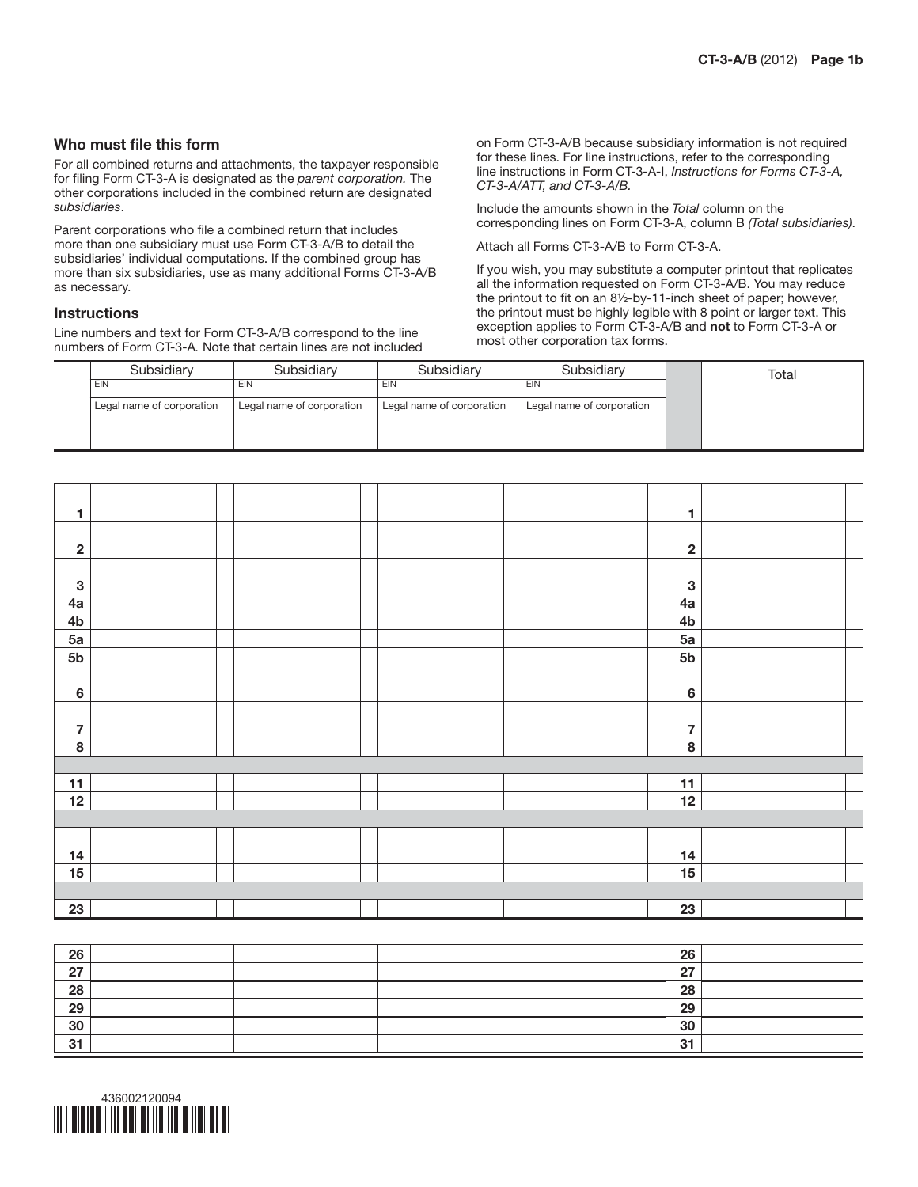## Who must file this form

For all combined returns and attachments, the taxpayer responsible for filing Form CT-3-A is designated as the *parent corporation.* The other corporations included in the combined return are designated *subsidiaries*.

Parent corporations who file a combined return that includes more than one subsidiary must use Form CT-3-A/B to detail the subsidiaries' individual computations. If the combined group has more than six subsidiaries, use as many additional Forms CT-3-A/B as necessary.

## Instructions

Line numbers and text for Form CT-3-A/B correspond to the line numbers of Form CT-3-A. Note that certain lines are not included on Form CT-3-A/B because subsidiary information is not required for these lines. For line instructions, refer to the corresponding line instructions in Form CT-3-A-I, *Instructions for Forms CT-3-A, CT-3-A/ATT, and CT-3-A/B.*

Include the amounts shown in the *Total* column on the corresponding lines on Form CT-3-A, column B *(Total subsidiaries)*.

Attach all Forms CT-3-A/B to Form CT-3-A.

If you wish, you may substitute a computer printout that replicates all the information requested on Form CT-3-A/B. You may reduce the printout to fit on an 8½-by-11-inch sheet of paper; however, the printout must be highly legible with 8 point or larger text. This exception applies to Form CT-3-A/B and **not** to Form CT-3-A or most other corporation tax forms.

| | Subsidiary<br>EIN<br>Legal name of corporation | Subsidiary<br>EIN<br>Legal name of corporation | Subsidiary<br>EIN<br>Legal name of corporation | Subsidiary<br>EIN<br>Legal name of corporation | | Total |
|---|---|---|---|---|---|---|
| 1 | | | | | 1 | |
| 2 | | | | | 2 | |
| 3 | | | | | 3 | |
| 4a | | | | | 4a | |
| 4b | | | | | 4b | |
| 5a | | | | | 5a | |
| 5b | | | | | 5b | |
| 6 | | | | | 6 | |
| 7 | | | | | 7 | |
| 8 | | | | | 8 | |
| 11 | | | | | 11 | |
| 12 | | | | | 12 | |
| 14 | | | | | 14 | |
| 15 | | | | | 15 | |
| 23 | | | | | 23 | |
| 26 | | | | | 26 | |
| 27 | | | | | 27 | |
| 28 | | | | | 28 | |
| 29 | | | | | 29 | |
| 30 | | | | | 30 | |
| 31 | | | | | 31 | |

436002120094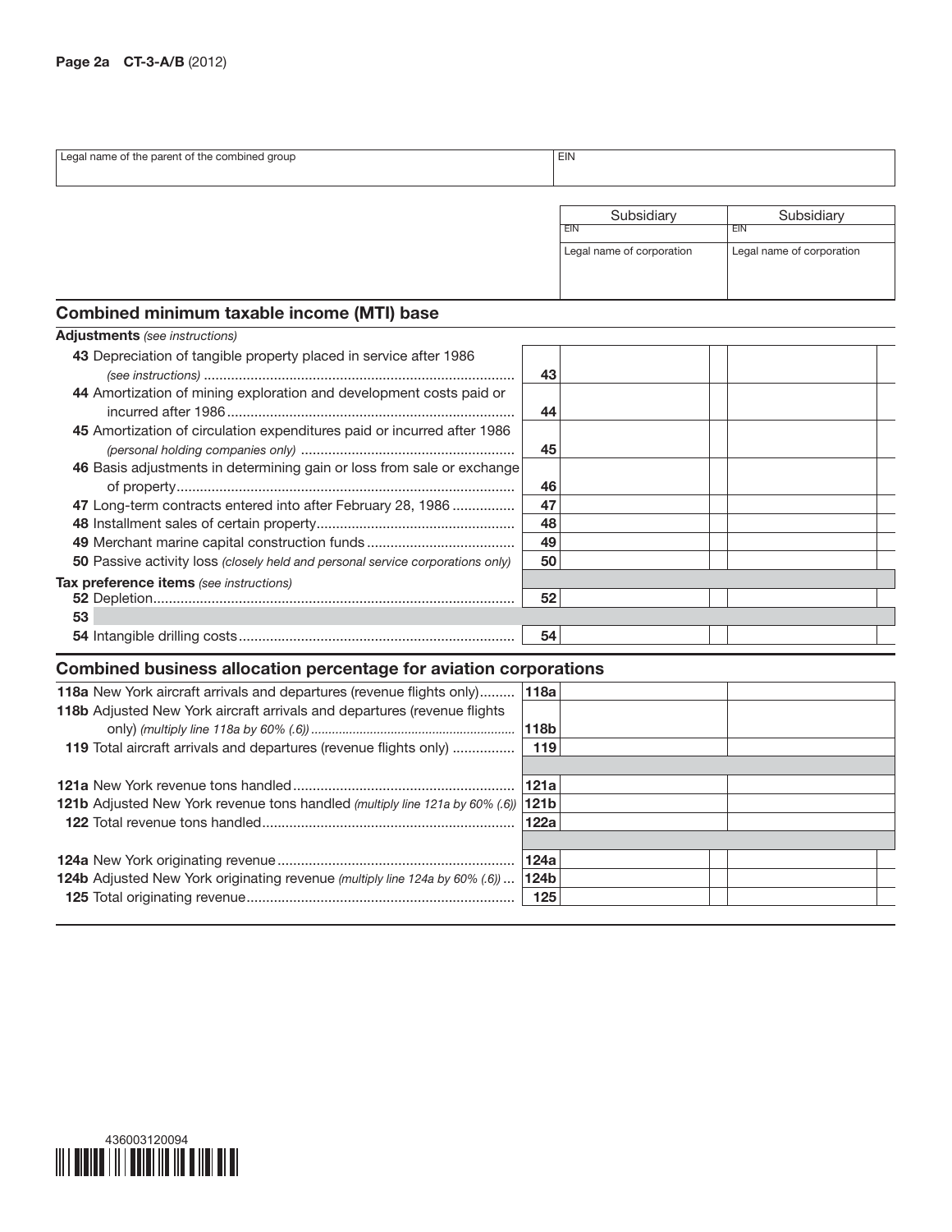Page 2a CT-3-A/B (2012)

| Legal name of the parent of the combined group | EIN |
|---|---|
| | |

| | Subsidiary | Subsidiary |
|---|---|---|
| | EIN | EIN |
| | Legal name of corporation | Legal name of corporation |

## Combined minimum taxable income (MTI) base

| | Line | Subsidiary | Subsidiary |
|---|---|---|---|
| **Adjustments** *(see instructions)* | | | |
| **43** Depreciation of tangible property placed in service after 1986 *(see instructions)* | 43 | | |
| **44** Amortization of mining exploration and development costs paid or incurred after 1986 | 44 | | |
| **45** Amortization of circulation expenditures paid or incurred after 1986 *(personal holding companies only)* | 45 | | |
| **46** Basis adjustments in determining gain or loss from sale or exchange of property | 46 | | |
| **47** Long-term contracts entered into after February 28, 1986 | 47 | | |
| **48** Installment sales of certain property | 48 | | |
| **49** Merchant marine capital construction funds | 49 | | |
| **50** Passive activity loss *(closely held and personal service corporations only)* | 50 | | |
| **Tax preference items** *(see instructions)* | | | |
| **52** Depletion | 52 | | |
| **53** | | | |
| **54** Intangible drilling costs | 54 | | |

## Combined business allocation percentage for aviation corporations

| | Line | Subsidiary | Subsidiary |
|---|---|---|---|
| **118a** New York aircraft arrivals and departures (revenue flights only) | 118a | | |
| **118b** Adjusted New York aircraft arrivals and departures (revenue flights only) *(multiply line 118a by 60% (.6))* | 118b | | |
| **119** Total aircraft arrivals and departures (revenue flights only) | 119 | | |
| **121a** New York revenue tons handled | 121a | | |
| **121b** Adjusted New York revenue tons handled *(multiply line 121a by 60% (.6))* | 121b | | |
| **122** Total revenue tons handled | 122a | | |
| **124a** New York originating revenue | 124a | | |
| **124b** Adjusted New York originating revenue *(multiply line 124a by 60% (.6))* | 124b | | |
| **125** Total originating revenue | 125 | | |

436003120094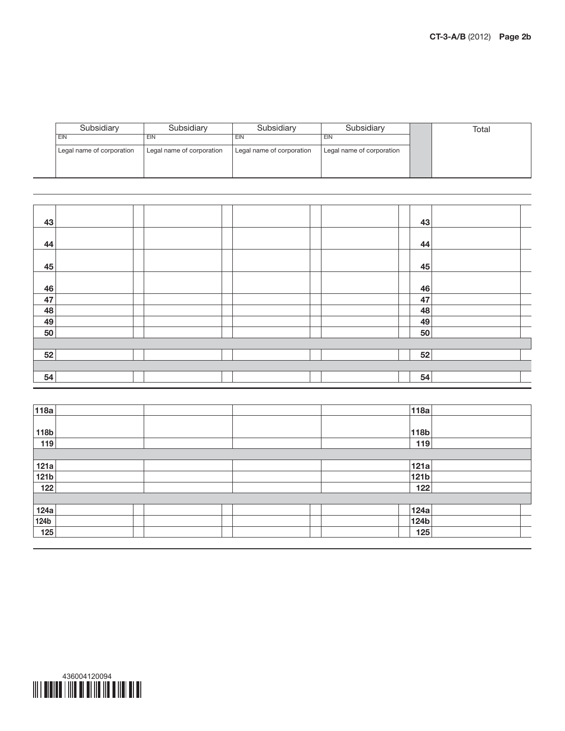| | Subsidiary | Subsidiary | Subsidiary | Subsidiary | | Total |
|---|---|---|---|---|---|---|
| | EIN | EIN | EIN | EIN | | |
| | Legal name of corporation | Legal name of corporation | Legal name of corporation | Legal name of corporation | | |

| | | | | | | |
|---|---|---|---|---|---|---|
| 43 | | | | | 43 | |
| 44 | | | | | 44 | |
| 45 | | | | | 45 | |
| 46 | | | | | 46 | |
| 47 | | | | | 47 | |
| 48 | | | | | 48 | |
| 49 | | | | | 49 | |
| 50 | | | | | 50 | |
| 52 | | | | | 52 | |
| 54 | | | | | 54 | |

| | | | | | | |
|---|---|---|---|---|---|---|
| 118a | | | | | 118a | |
| 118b | | | | | 118b | |
| 119 | | | | | 119 | |
| 121a | | | | | 121a | |
| 121b | | | | | 121b | |
| 122 | | | | | 122 | |
| 124a | | | | | 124a | |
| 124b | | | | | 124b | |
| 125 | | | | | 125 | |

436004120094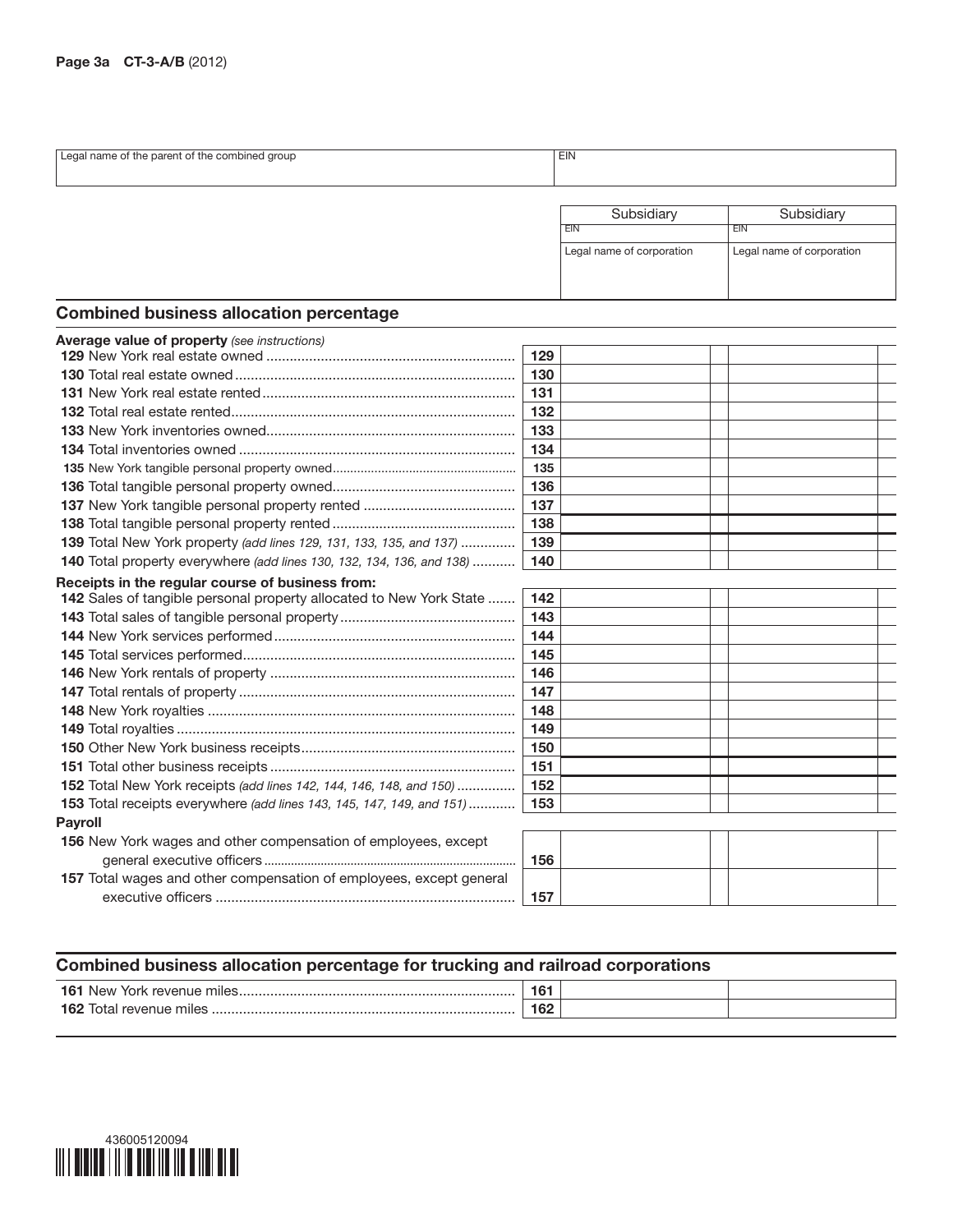| Legal name of the parent of the combined group | EIN |
|---|---|
| | |

| | | Subsidiary | Subsidiary |
|---|---|---|---|
| | | EIN | EIN |
| | | Legal name of corporation | Legal name of corporation |

## Combined business allocation percentage

| | | | |
|---|---|---|---|
| **Average value of property** *(see instructions)* | | | |
| **129** New York real estate owned | **129** | | |
| **130** Total real estate owned | **130** | | |
| **131** New York real estate rented | **131** | | |
| **132** Total real estate rented | **132** | | |
| **133** New York inventories owned | **133** | | |
| **134** Total inventories owned | **134** | | |
| **135** New York tangible personal property owned | **135** | | |
| **136** Total tangible personal property owned | **136** | | |
| **137** New York tangible personal property rented | **137** | | |
| **138** Total tangible personal property rented | **138** | | |
| **139** Total New York property *(add lines 129, 131, 133, 135, and 137)* | **139** | | |
| **140** Total property everywhere *(add lines 130, 132, 134, 136, and 138)* | **140** | | |
| **Receipts in the regular course of business from:** | | | |
| **142** Sales of tangible personal property allocated to New York State | **142** | | |
| **143** Total sales of tangible personal property | **143** | | |
| **144** New York services performed | **144** | | |
| **145** Total services performed | **145** | | |
| **146** New York rentals of property | **146** | | |
| **147** Total rentals of property | **147** | | |
| **148** New York royalties | **148** | | |
| **149** Total royalties | **149** | | |
| **150** Other New York business receipts | **150** | | |
| **151** Total other business receipts | **151** | | |
| **152** Total New York receipts *(add lines 142, 144, 146, 148, and 150)* | **152** | | |
| **153** Total receipts everywhere *(add lines 143, 145, 147, 149, and 151)* | **153** | | |
| **Payroll** | | | |
| **156** New York wages and other compensation of employees, except general executive officers | **156** | | |
| **157** Total wages and other compensation of employees, except general executive officers | **157** | | |

## Combined business allocation percentage for trucking and railroad corporations

| | | | |
|---|---|---|---|
| **161** New York revenue miles | **161** | | |
| **162** Total revenue miles | **162** | | |

436005120094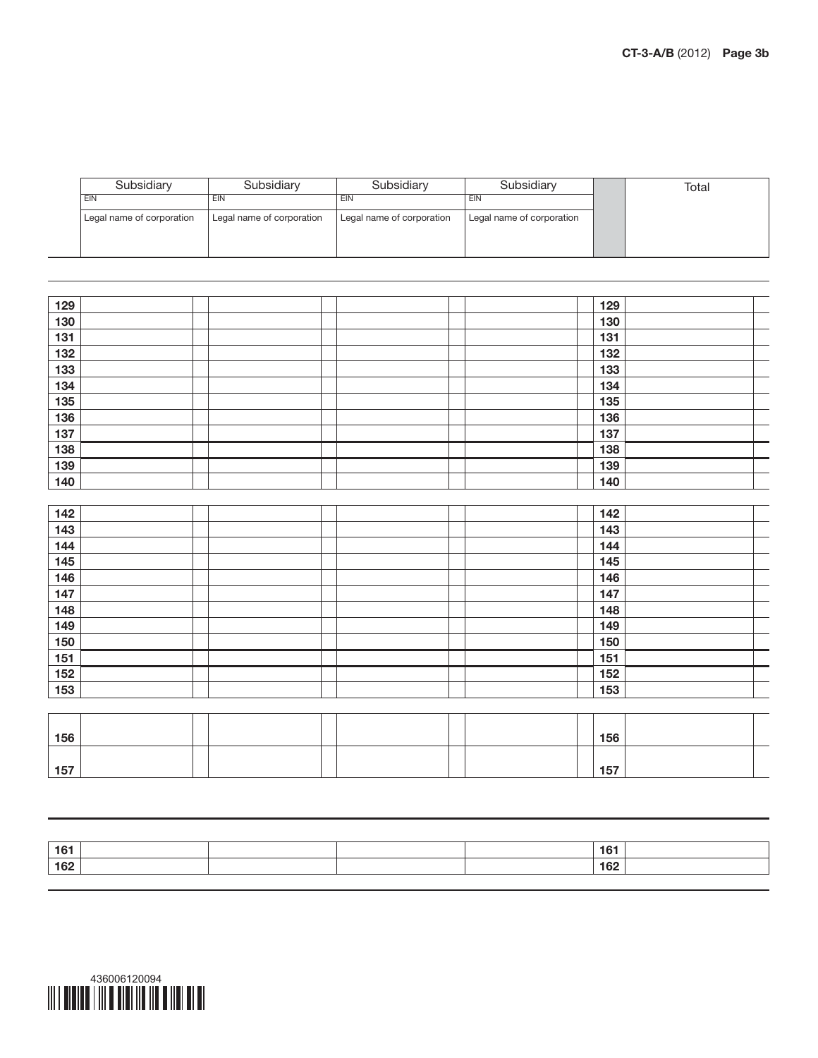| | Subsidiary<br>EIN<br>Legal name of corporation | Subsidiary<br>EIN<br>Legal name of corporation | Subsidiary<br>EIN<br>Legal name of corporation | Subsidiary<br>EIN<br>Legal name of corporation | | Total |
|---|---|---|---|---|---|---|
| 129 | | | | | 129 | |
| 130 | | | | | 130 | |
| 131 | | | | | 131 | |
| 132 | | | | | 132 | |
| 133 | | | | | 133 | |
| 134 | | | | | 134 | |
| 135 | | | | | 135 | |
| 136 | | | | | 136 | |
| 137 | | | | | 137 | |
| 138 | | | | | 138 | |
| 139 | | | | | 139 | |
| 140 | | | | | 140 | |
| 142 | | | | | 142 | |
| 143 | | | | | 143 | |
| 144 | | | | | 144 | |
| 145 | | | | | 145 | |
| 146 | | | | | 146 | |
| 147 | | | | | 147 | |
| 148 | | | | | 148 | |
| 149 | | | | | 149 | |
| 150 | | | | | 150 | |
| 151 | | | | | 151 | |
| 152 | | | | | 152 | |
| 153 | | | | | 153 | |
| 156 | | | | | 156 | |
| 157 | | | | | 157 | |
| 161 | | | | | 161 | |
| 162 | | | | | 162 | |

436006120094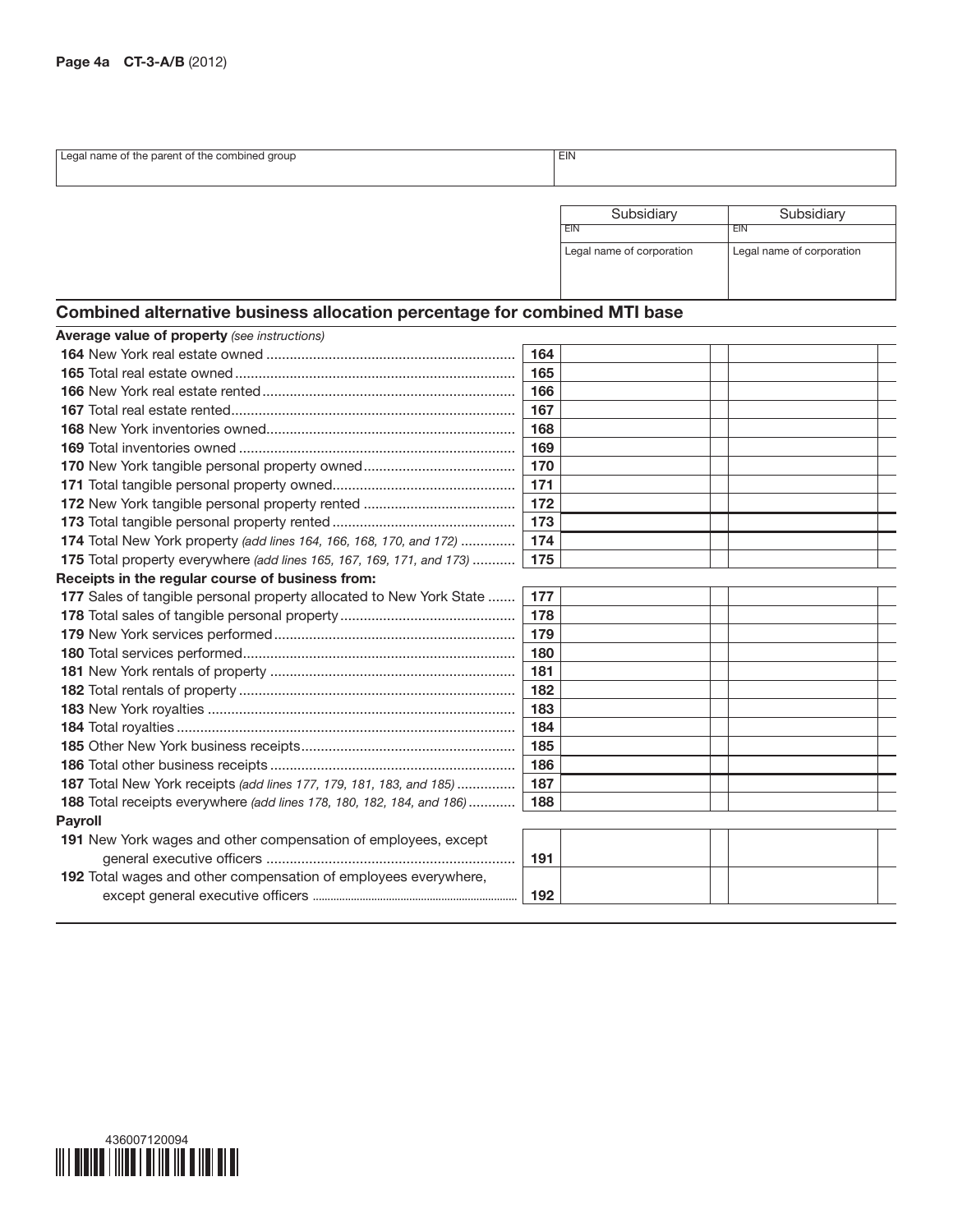Page 4a CT-3-A/B (2012)

| Legal name of the parent of the combined group | EIN |
|---|---|
| | |

| | Subsidiary | Subsidiary |
|---|---|---|
| | EIN | EIN |
| | Legal name of corporation | Legal name of corporation |

## Combined alternative business allocation percentage for combined MTI base

| | | Subsidiary | Subsidiary |
|---|---|---|---|
| **Average value of property** *(see instructions)* | | | |
| **164** New York real estate owned | 164 | | |
| **165** Total real estate owned | 165 | | |
| **166** New York real estate rented | 166 | | |
| **167** Total real estate rented | 167 | | |
| **168** New York inventories owned | 168 | | |
| **169** Total inventories owned | 169 | | |
| **170** New York tangible personal property owned | 170 | | |
| **171** Total tangible personal property owned | 171 | | |
| **172** New York tangible personal property rented | 172 | | |
| **173** Total tangible personal property rented | 173 | | |
| **174** Total New York property *(add lines 164, 166, 168, 170, and 172)* | 174 | | |
| **175** Total property everywhere *(add lines 165, 167, 169, 171, and 173)* | 175 | | |
| **Receipts in the regular course of business from:** | | | |
| **177** Sales of tangible personal property allocated to New York State | 177 | | |
| **178** Total sales of tangible personal property | 178 | | |
| **179** New York services performed | 179 | | |
| **180** Total services performed | 180 | | |
| **181** New York rentals of property | 181 | | |
| **182** Total rentals of property | 182 | | |
| **183** New York royalties | 183 | | |
| **184** Total royalties | 184 | | |
| **185** Other New York business receipts | 185 | | |
| **186** Total other business receipts | 186 | | |
| **187** Total New York receipts *(add lines 177, 179, 181, 183, and 185)* | 187 | | |
| **188** Total receipts everywhere *(add lines 178, 180, 182, 184, and 186)* | 188 | | |
| **Payroll** | | | |
| **191** New York wages and other compensation of employees, except general executive officers | 191 | | |
| **192** Total wages and other compensation of employees everywhere, except general executive officers | 192 | | |

436007120094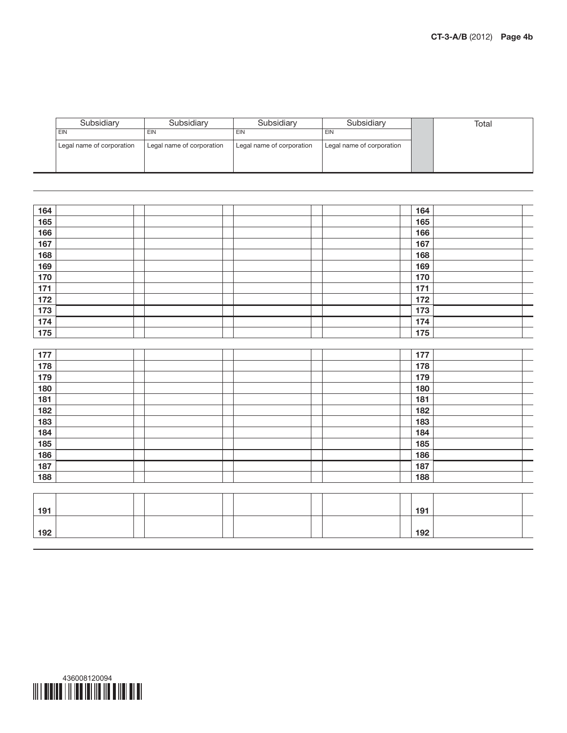| | Subsidiary<br>EIN<br>Legal name of corporation | Subsidiary<br>EIN<br>Legal name of corporation | Subsidiary<br>EIN<br>Legal name of corporation | Subsidiary<br>EIN<br>Legal name of corporation | | Total |
|---|---|---|---|---|---|---|
| 164 | | | | | 164 | |
| 165 | | | | | 165 | |
| 166 | | | | | 166 | |
| 167 | | | | | 167 | |
| 168 | | | | | 168 | |
| 169 | | | | | 169 | |
| 170 | | | | | 170 | |
| 171 | | | | | 171 | |
| 172 | | | | | 172 | |
| 173 | | | | | 173 | |
| 174 | | | | | 174 | |
| 175 | | | | | 175 | |
| 177 | | | | | 177 | |
| 178 | | | | | 178 | |
| 179 | | | | | 179 | |
| 180 | | | | | 180 | |
| 181 | | | | | 181 | |
| 182 | | | | | 182 | |
| 183 | | | | | 183 | |
| 184 | | | | | 184 | |
| 185 | | | | | 185 | |
| 186 | | | | | 186 | |
| 187 | | | | | 187 | |
| 188 | | | | | 188 | |
| 191 | | | | | 191 | |
| 192 | | | | | 192 | |

436008120094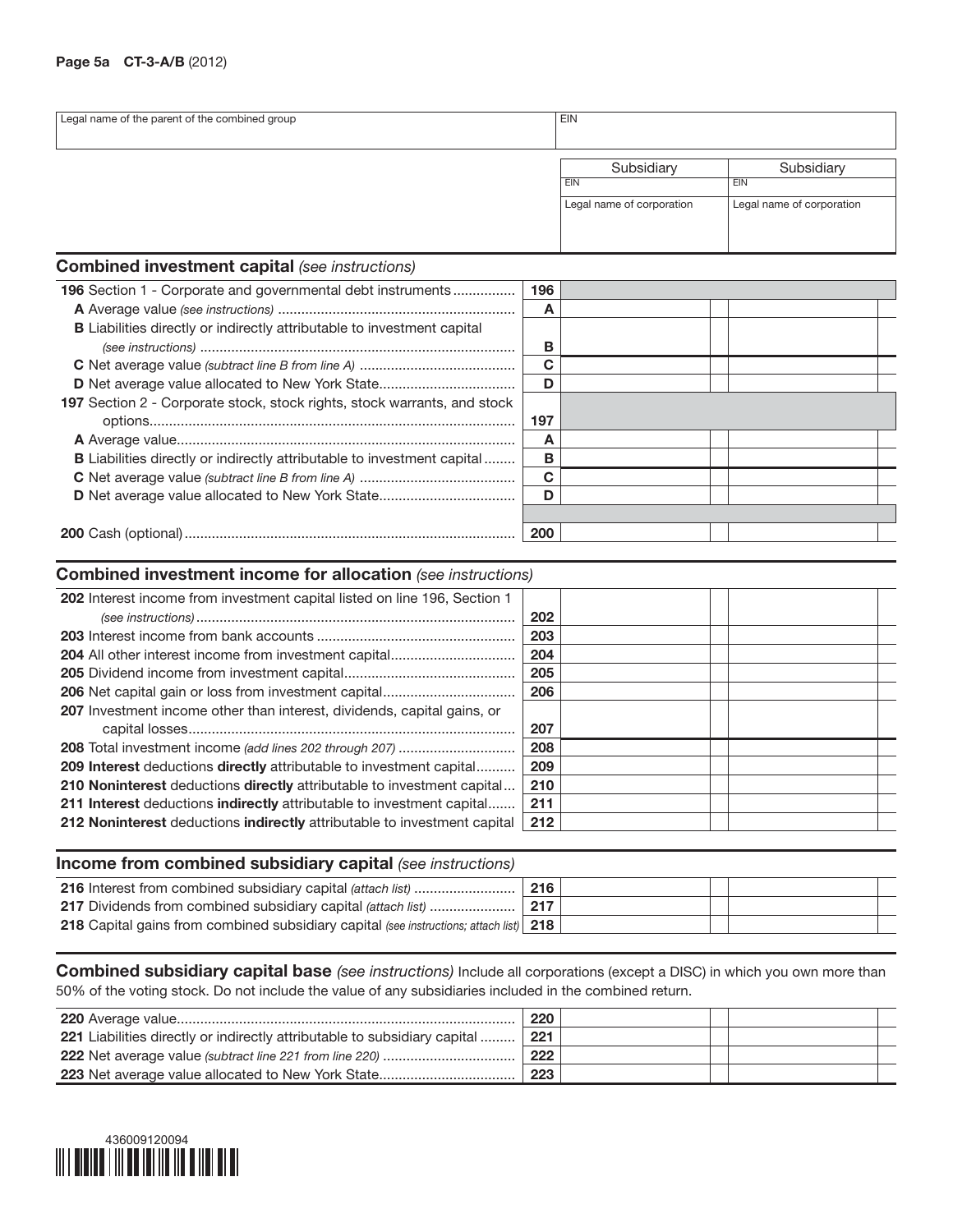**Page 5a CT-3-A/B** (2012)

| Legal name of the parent of the combined group | EIN |
|---|---|
| | |

| | Subsidiary | Subsidiary |
|---|---|---|
| | EIN | EIN |
| | Legal name of corporation | Legal name of corporation |

## Combined investment capital *(see instructions)*

| | | | |
|---|---|---|---|
| **196** Section 1 - Corporate and governmental debt instruments | 196 | | |
| **A** Average value *(see instructions)* | A | | |
| **B** Liabilities directly or indirectly attributable to investment capital *(see instructions)* | B | | |
| **C** Net average value *(subtract line B from line A)* | C | | |
| **D** Net average value allocated to New York State | D | | |
| **197** Section 2 - Corporate stock, stock rights, stock warrants, and stock options | 197 | | |
| **A** Average value | A | | |
| **B** Liabilities directly or indirectly attributable to investment capital | B | | |
| **C** Net average value *(subtract line B from line A)* | C | | |
| **D** Net average value allocated to New York State | D | | |
| **200** Cash (optional) | 200 | | |

## Combined investment income for allocation *(see instructions)*

| | | | |
|---|---|---|---|
| **202** Interest income from investment capital listed on line 196, Section 1 *(see instructions)* | 202 | | |
| **203** Interest income from bank accounts | 203 | | |
| **204** All other interest income from investment capital | 204 | | |
| **205** Dividend income from investment capital | 205 | | |
| **206** Net capital gain or loss from investment capital | 206 | | |
| **207** Investment income other than interest, dividends, capital gains, or capital losses | 207 | | |
| **208** Total investment income *(add lines 202 through 207)* | 208 | | |
| **209 Interest** deductions **directly** attributable to investment capital | 209 | | |
| **210 Noninterest** deductions **directly** attributable to investment capital | 210 | | |
| **211 Interest** deductions **indirectly** attributable to investment capital | 211 | | |
| **212 Noninterest** deductions **indirectly** attributable to investment capital | 212 | | |

## Income from combined subsidiary capital *(see instructions)*

| | | | |
|---|---|---|---|
| **216** Interest from combined subsidiary capital *(attach list)* | 216 | | |
| **217** Dividends from combined subsidiary capital *(attach list)* | 217 | | |
| **218** Capital gains from combined subsidiary capital *(see instructions; attach list)* | 218 | | |

**Combined subsidiary capital base** *(see instructions)* Include all corporations (except a DISC) in which you own more than 50% of the voting stock. Do not include the value of any subsidiaries included in the combined return.

| | | | |
|---|---|---|---|
| **220** Average value | 220 | | |
| **221** Liabilities directly or indirectly attributable to subsidiary capital | 221 | | |
| **222** Net average value *(subtract line 221 from line 220)* | 222 | | |
| **223** Net average value allocated to New York State | 223 | | |

436009120094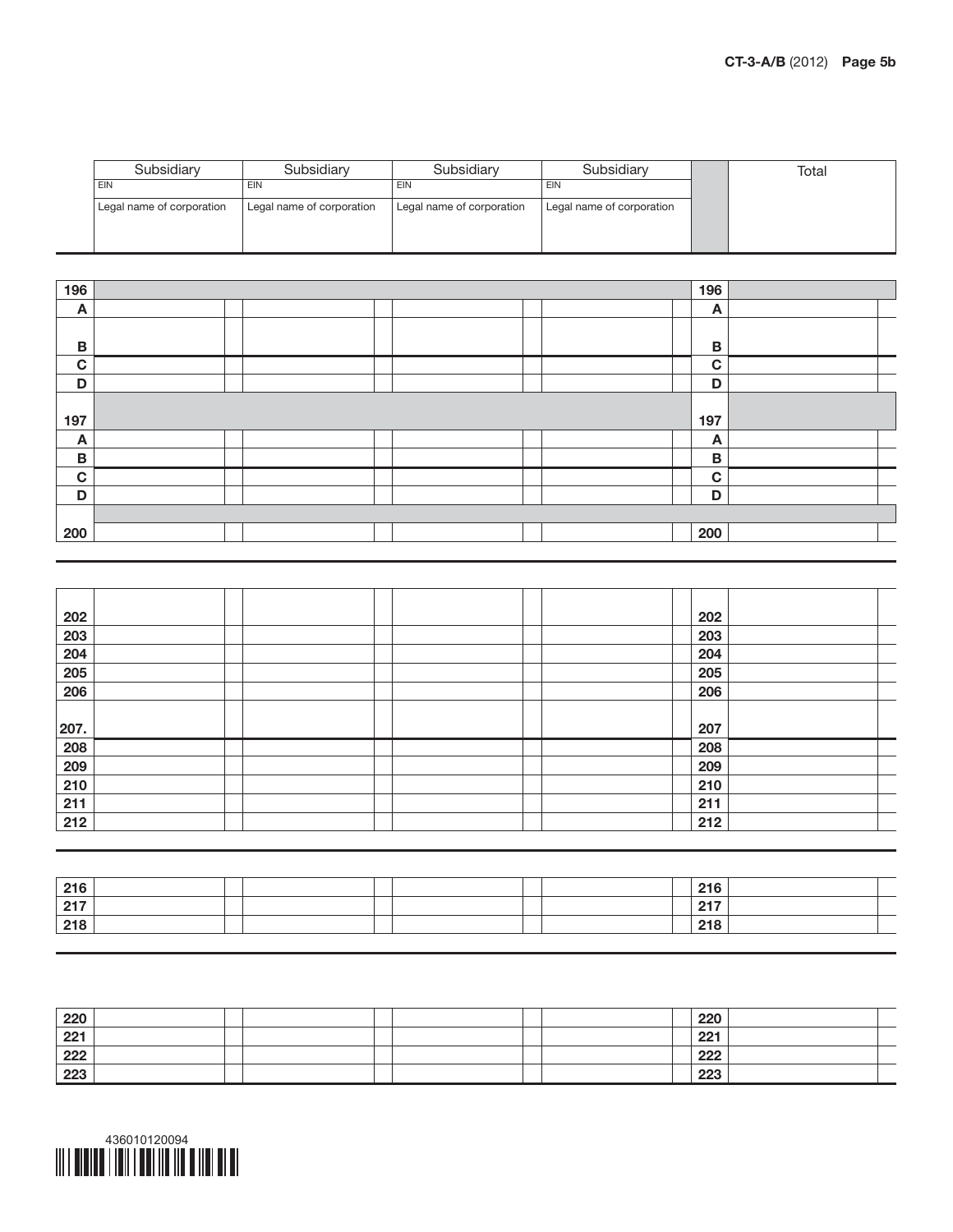| | Subsidiary | Subsidiary | Subsidiary | Subsidiary | | Total |
|---|---|---|---|---|---|---|
| | EIN | EIN | EIN | EIN | | |
| | Legal name of corporation | Legal name of corporation | Legal name of corporation | Legal name of corporation | | |

| | | | | | | |
|---|---|---|---|---|---|---|
| 196 | | | | | 196 | |
| A | | | | | A | |
| B | | | | | B | |
| C | | | | | C | |
| D | | | | | D | |
| 197 | | | | | 197 | |
| A | | | | | A | |
| B | | | | | B | |
| C | | | | | C | |
| D | | | | | D | |
| 200 | | | | | 200 | |

| | | | | | | |
|---|---|---|---|---|---|---|
| 202 | | | | | 202 | |
| 203 | | | | | 203 | |
| 204 | | | | | 204 | |
| 205 | | | | | 205 | |
| 206 | | | | | 206 | |
| 207. | | | | | 207 | |
| 208 | | | | | 208 | |
| 209 | | | | | 209 | |
| 210 | | | | | 210 | |
| 211 | | | | | 211 | |
| 212 | | | | | 212 | |

| | | | | | | |
|---|---|---|---|---|---|---|
| 216 | | | | | 216 | |
| 217 | | | | | 217 | |
| 218 | | | | | 218 | |

| | | | | | | |
|---|---|---|---|---|---|---|
| 220 | | | | | 220 | |
| 221 | | | | | 221 | |
| 222 | | | | | 222 | |
| 223 | | | | | 223 | |

436010120094